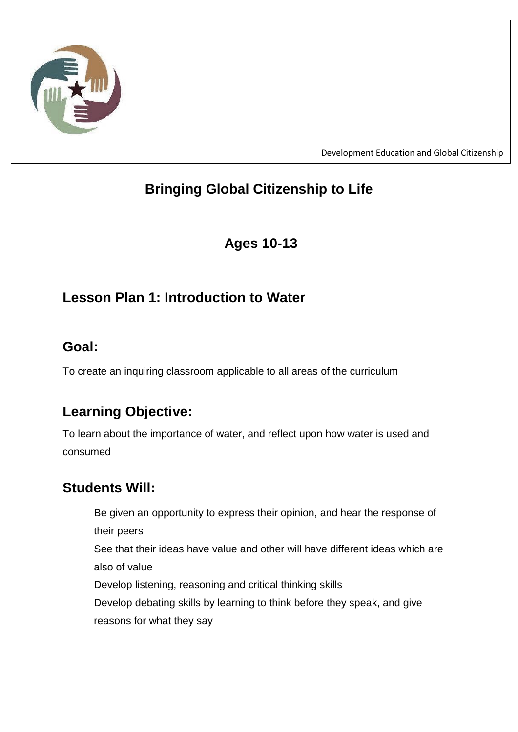Development Education and Global Citizenship

# Bringing Global Citizenship to Life

## Ages 10-13

## Lesson Plan 1: Introduction to Water

## Goal:

To create an inquiring classroom applicable to all areas of the curriculum

## Learning Objective:

To learn about the importance of water, and reflect upon how water is used and consumed

## Students Will:

- Be given an opportunity to express their opinion, and hear the response of their peers
- See that their ideas have value and other will have different ideas which are also of value
- Develop listening, reasoning and critical thinking skills
- Develop debating skills by learning to think before they speak, and give reasons for what they say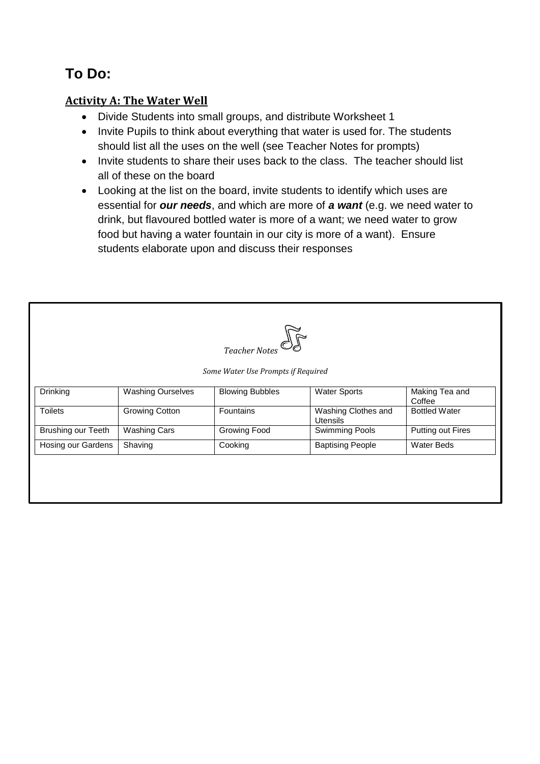## To Do:

### Activity A: The Water Well

- Divide Students into small groups, and distribute Worksheet 1
- Invite Pupils to think about everything that water is used for. The students should list all the uses on the well (see Teacher Notes for prompts)
- Invite students to share their uses back to the class. The teacher should list all of these on the board
- Looking at the list on the board, invite students to identify which uses are essential for ***our needs***, and which are more of ***a want*** (e.g. we need water to drink, but flavoured bottled water is more of a want; we need water to grow food but having a water fountain in our city is more of a want). Ensure students elaborate upon and discuss their responses

*Teacher Notes*

*Some Water Use Prompts if Required*

| | | | | |
|---|---|---|---|---|
| Drinking | Washing Ourselves | Blowing Bubbles | Water Sports | Making Tea and Coffee |
| Toilets | Growing Cotton | Fountains | Washing Clothes and Utensils | Bottled Water |
| Brushing our Teeth | Washing Cars | Growing Food | Swimming Pools | Putting out Fires |
| Hosing our Gardens | Shaving | Cooking | Baptising People | Water Beds |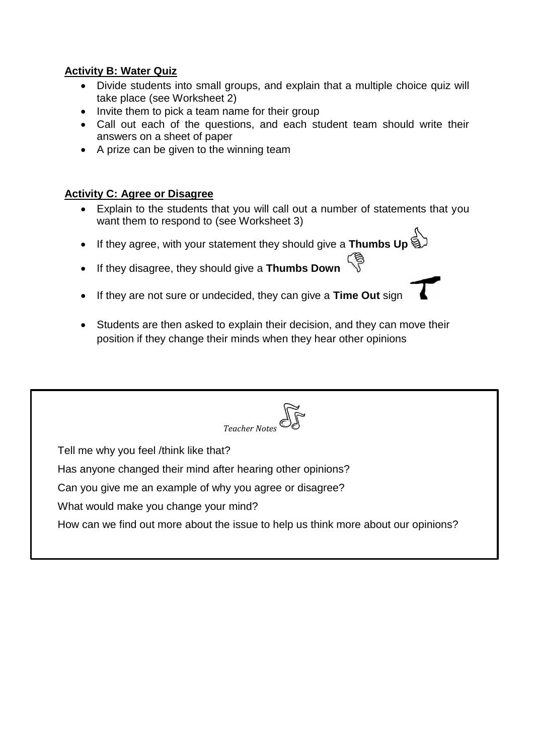**Activity B: Water Quiz**

- Divide students into small groups, and explain that a multiple choice quiz will take place (see Worksheet 2)
- Invite them to pick a team name for their group
- Call out each of the questions, and each student team should write their answers on a sheet of paper
- A prize can be given to the winning team

**Activity C: Agree or Disagree**

- Explain to the students that you will call out a number of statements that you want them to respond to (see Worksheet 3)
- If they agree, with your statement they should give a **Thumbs Up**
- If they disagree, they should give a **Thumbs Down**
- If they are not sure or undecided, they can give a **Time Out** sign
- Students are then asked to explain their decision, and they can move their position if they change their minds when they hear other opinions

*Teacher Notes*

Tell me why you feel /think like that?

Has anyone changed their mind after hearing other opinions?

Can you give me an example of why you agree or disagree?

What would make you change your mind?

How can we find out more about the issue to help us think more about our opinions?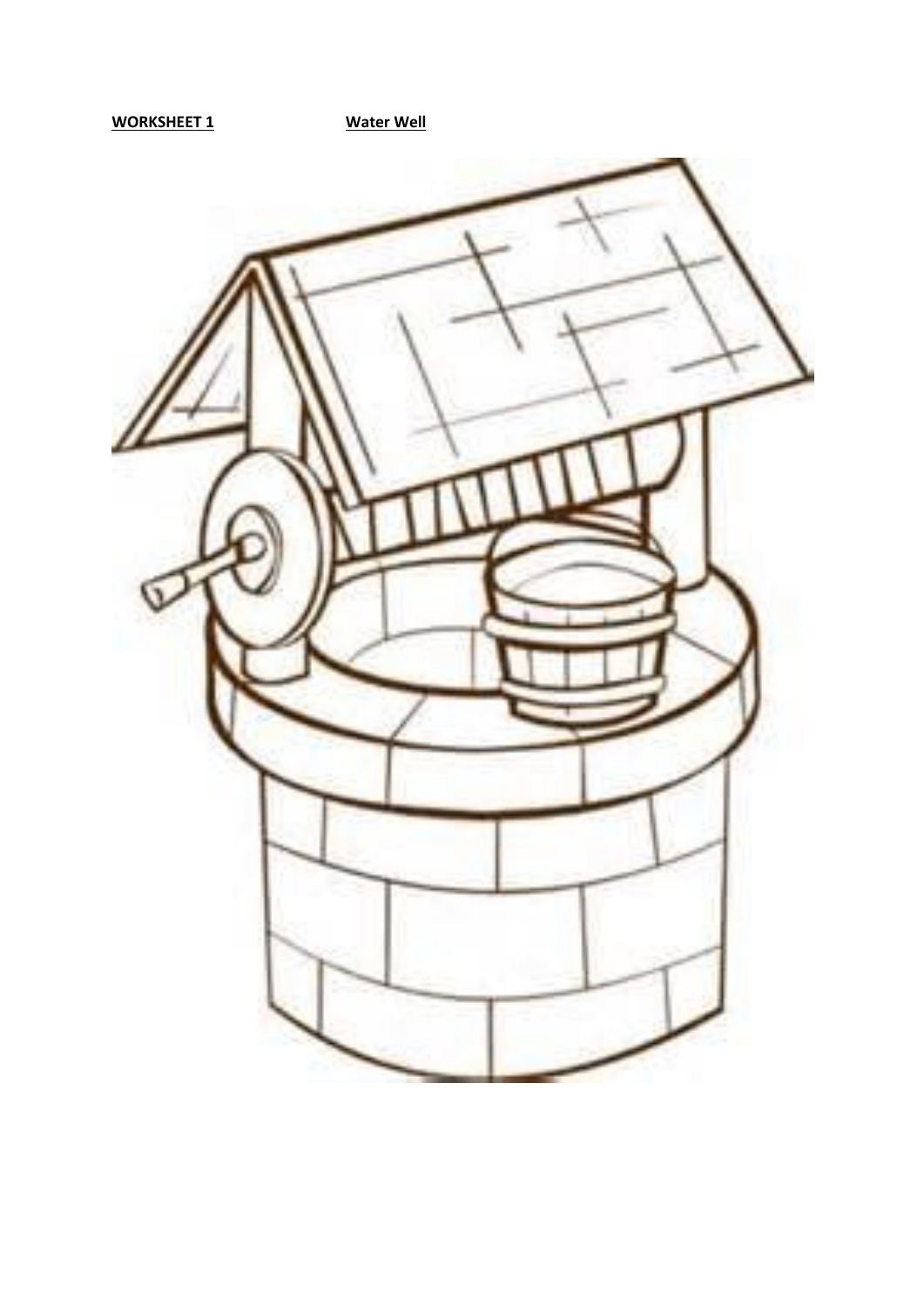**WORKSHEET 1** **Water Well**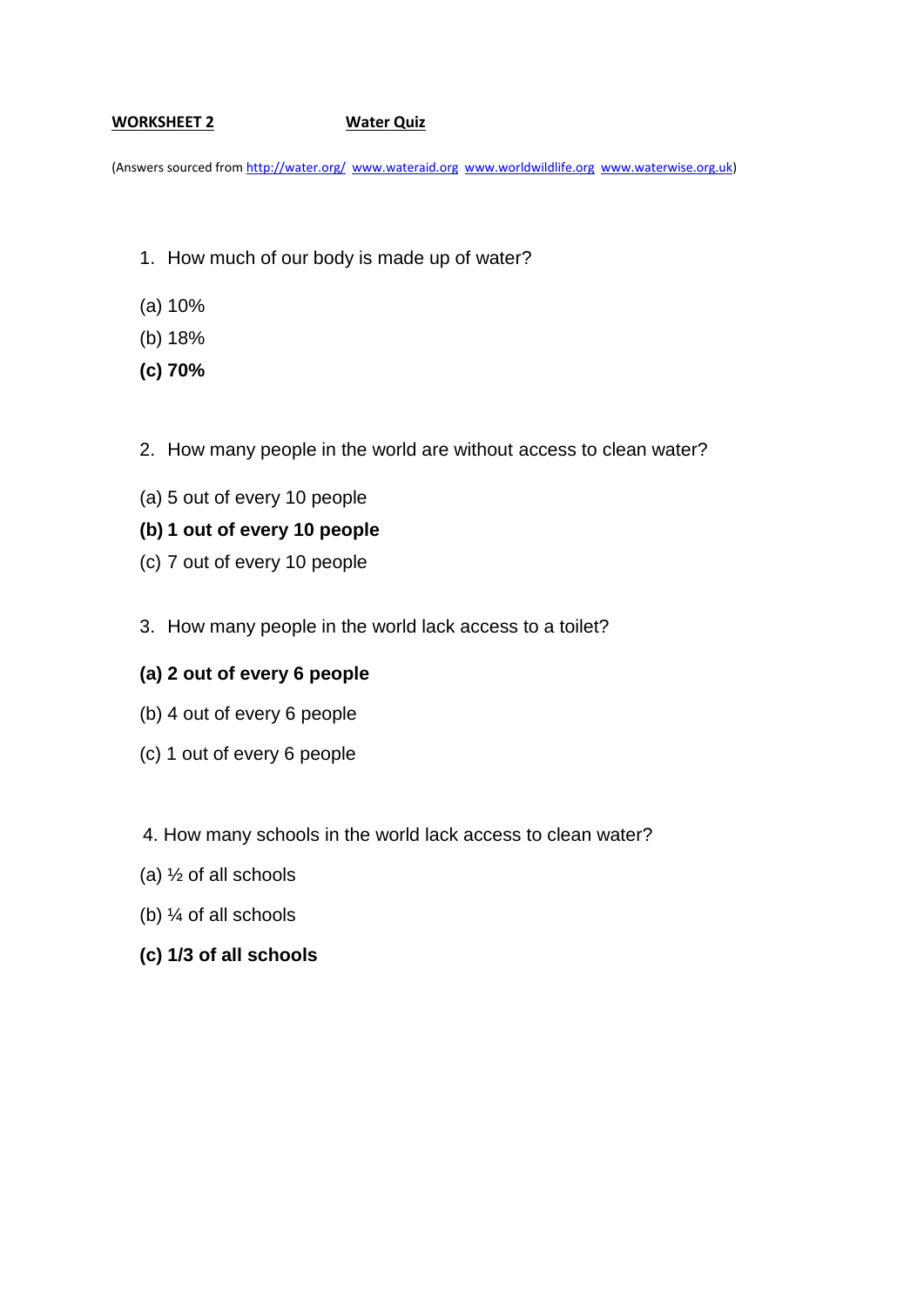**WORKSHEET 2** **Water Quiz**

(Answers sourced from http://water.org/ www.wateraid.org www.worldwildlife.org www.waterwise.org.uk)

1. How much of our body is made up of water?

(a) 10%

(b) 18%

**(c) 70%**

2. How many people in the world are without access to clean water?

(a) 5 out of every 10 people

**(b) 1 out of every 10 people**

(c) 7 out of every 10 people

3. How many people in the world lack access to a toilet?

**(a) 2 out of every 6 people**

(b) 4 out of every 6 people

(c) 1 out of every 6 people

4. How many schools in the world lack access to clean water?

(a) ½ of all schools

(b) ¼ of all schools

**(c) 1/3 of all schools**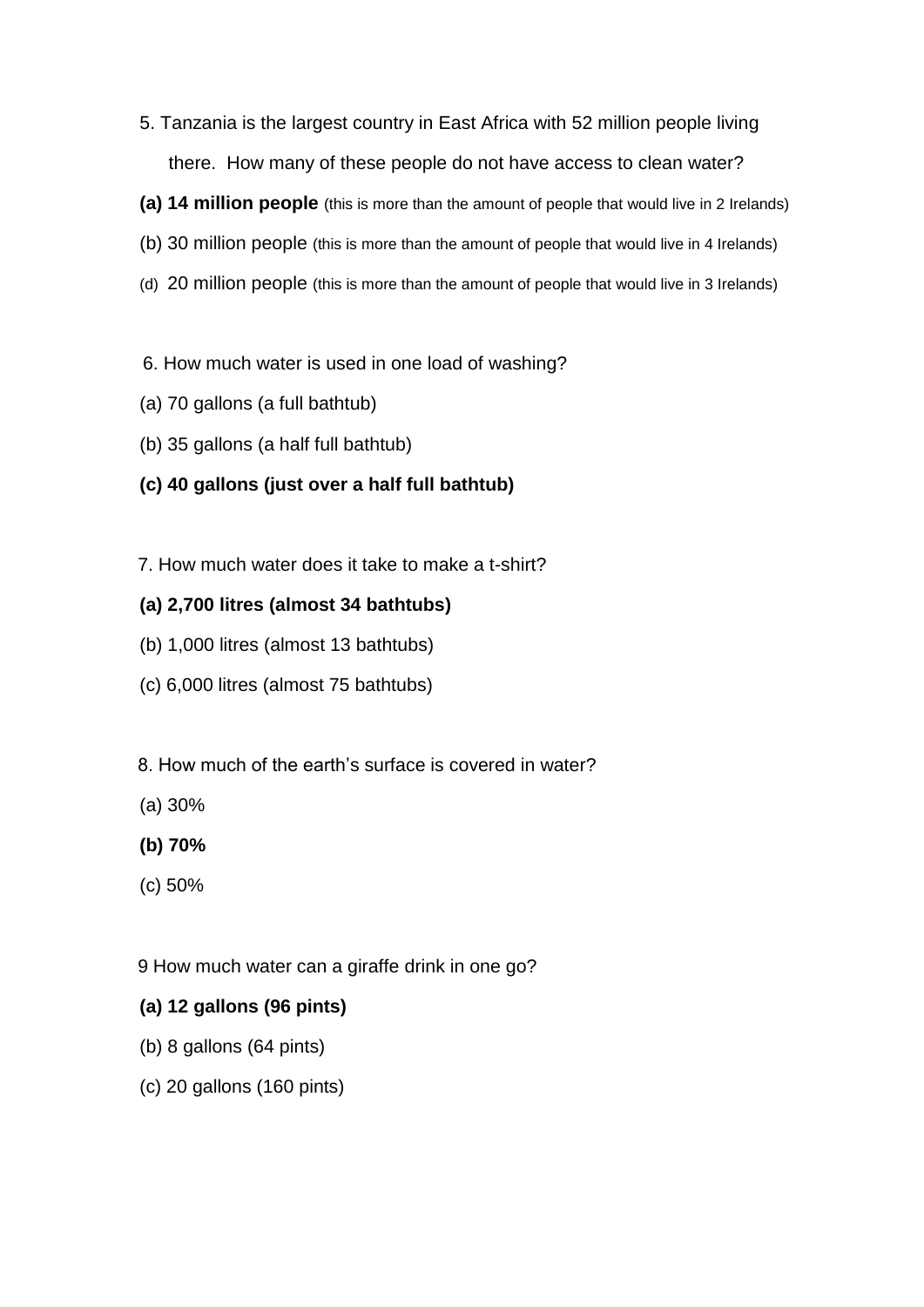5. Tanzania is the largest country in East Africa with 52 million people living there. How many of these people do not have access to clean water?

**(a) 14 million people** (this is more than the amount of people that would live in 2 Irelands)

(b) 30 million people (this is more than the amount of people that would live in 4 Irelands)

(d) 20 million people (this is more than the amount of people that would live in 3 Irelands)

6. How much water is used in one load of washing?

(a) 70 gallons (a full bathtub)

(b) 35 gallons (a half full bathtub)

**(c) 40 gallons (just over a half full bathtub)**

7. How much water does it take to make a t-shirt?

**(a) 2,700 litres (almost 34 bathtubs)**

(b) 1,000 litres (almost 13 bathtubs)

(c) 6,000 litres (almost 75 bathtubs)

8. How much of the earth's surface is covered in water?

(a) 30%

**(b) 70%**

(c) 50%

9 How much water can a giraffe drink in one go?

**(a) 12 gallons (96 pints)**

(b) 8 gallons (64 pints)

(c) 20 gallons (160 pints)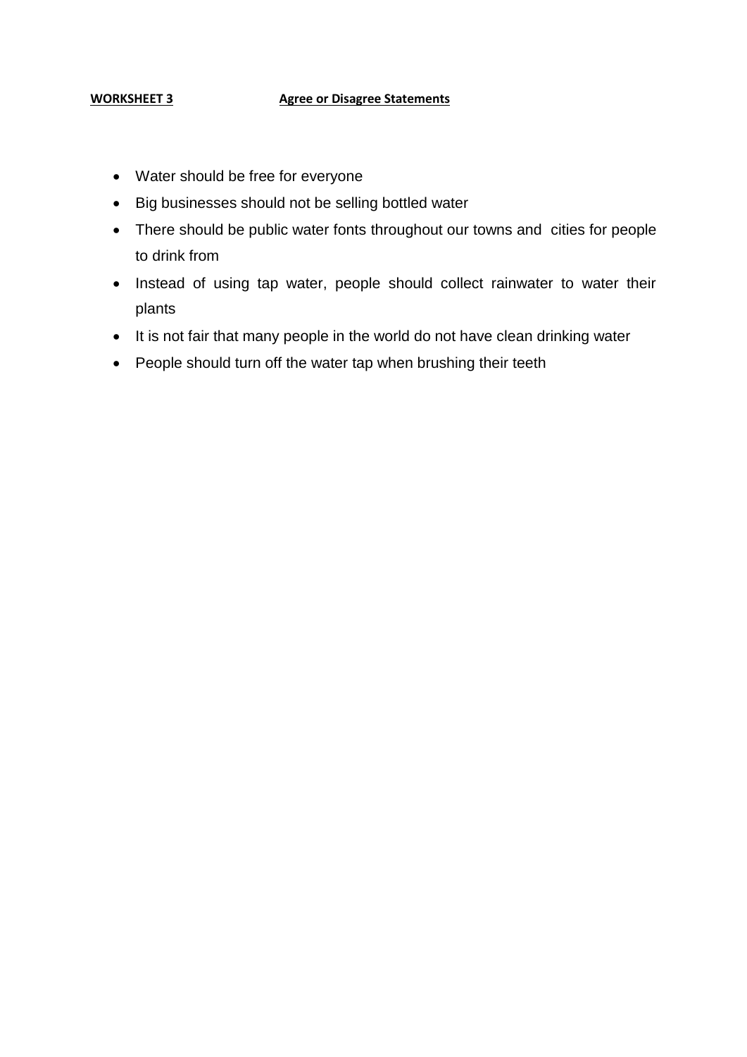**<u>WORKSHEET 3</u>** **<u>Agree or Disagree Statements</u>**

- Water should be free for everyone
- Big businesses should not be selling bottled water
- There should be public water fonts throughout our towns and cities for people to drink from
- Instead of using tap water, people should collect rainwater to water their plants
- It is not fair that many people in the world do not have clean drinking water
- People should turn off the water tap when brushing their teeth